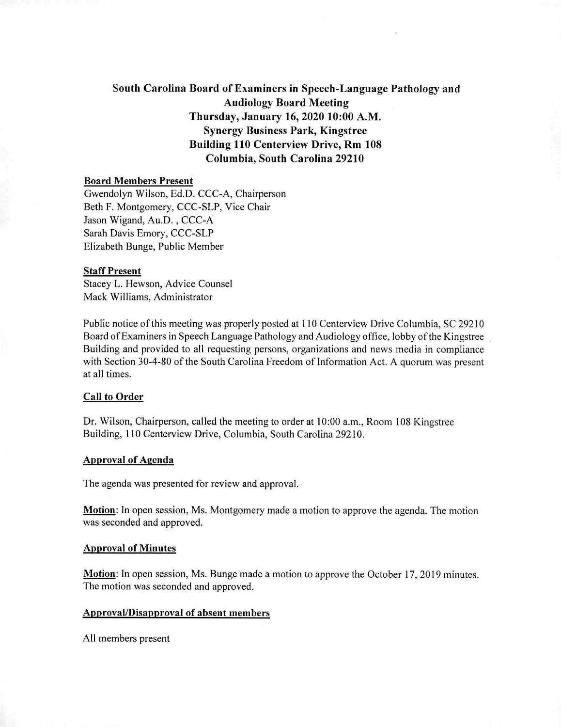# South Carolina Board of Examiners in Speech-Language Pathology and Audiology Board Meeting

**Thursday, January 16, 2020 10:00 A.M.**
**Synergy Business Park, Kingstree**
**Building 110 Centerview Drive, Rm 108**
**Columbia, South Carolina 29210**

## Board Members Present

Gwendolyn Wilson, Ed.D. CCC-A, Chairperson
Beth F. Montgomery, CCC-SLP, Vice Chair
Jason Wigand, Au.D. , CCC-A
Sarah Davis Emory, CCC-SLP
Elizabeth Bunge, Public Member

## Staff Present

Stacey L. Hewson, Advice Counsel
Mack Williams, Administrator

Public notice of this meeting was properly posted at 110 Centerview Drive Columbia, SC 29210 Board of Examiners in Speech Language Pathology and Audiology office, lobby of the Kingstree Building and provided to all requesting persons, organizations and news media in compliance with Section 30-4-80 of the South Carolina Freedom of Information Act. A quorum was present at all times.

## Call to Order

Dr. Wilson, Chairperson, called the meeting to order at 10:00 a.m., Room 108 Kingstree Building, 110 Centerview Drive, Columbia, South Carolina 29210.

## Approval of Agenda

The agenda was presented for review and approval.

**Motion**: In open session, Ms. Montgomery made a motion to approve the agenda. The motion was seconded and approved.

## Approval of Minutes

**Motion**: In open session, Ms. Bunge made a motion to approve the October 17, 2019 minutes. The motion was seconded and approved.

## Approval/Disapproval of absent members

All members present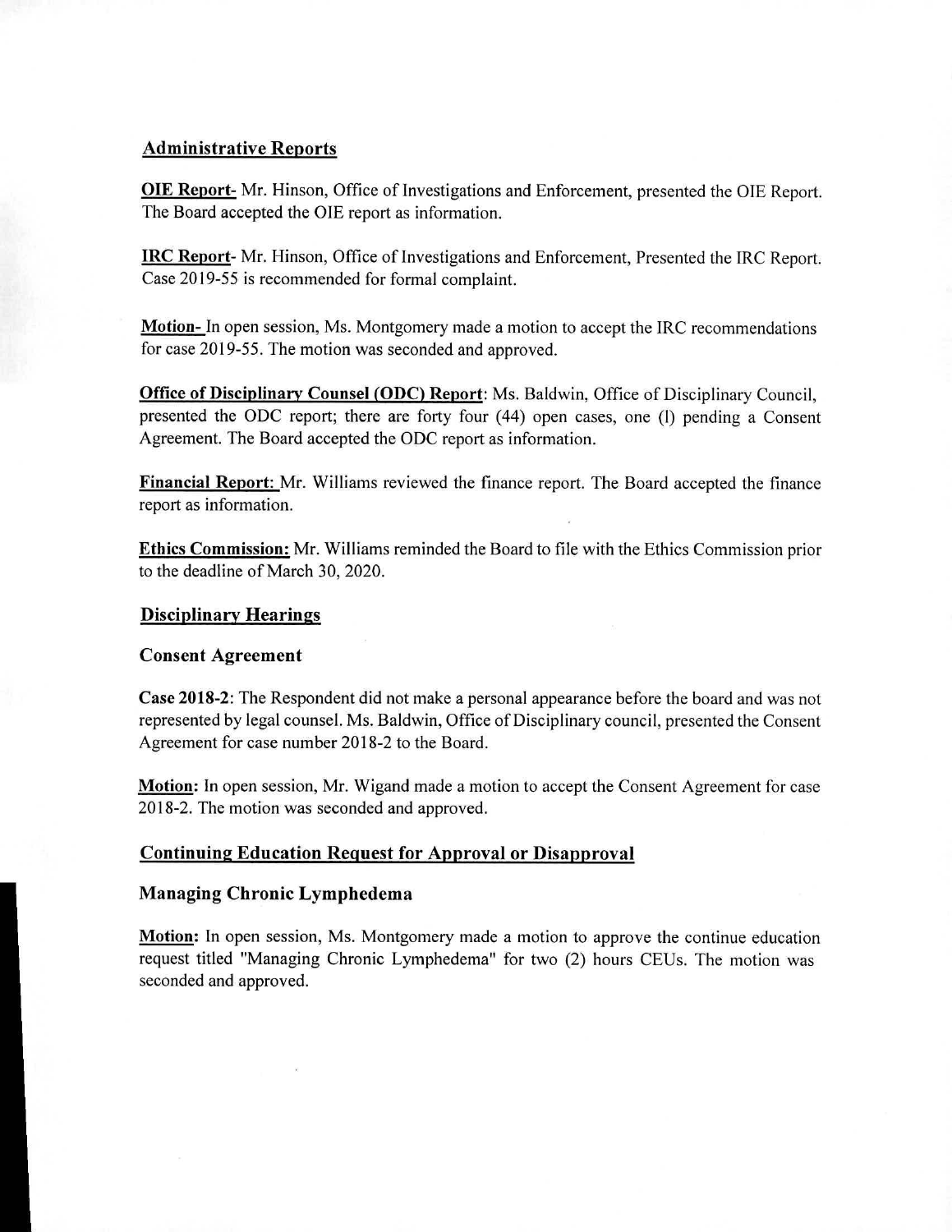## Administrative Reports

**OIE Report**- Mr. Hinson, Office of Investigations and Enforcement, presented the OIE Report. The Board accepted the OIE report as information.

**IRC Report**- Mr. Hinson, Office of Investigations and Enforcement, Presented the IRC Report. Case 2019-55 is recommended for formal complaint.

**Motion-** In open session, Ms. Montgomery made a motion to accept the IRC recommendations for case 2019-55. The motion was seconded and approved.

**Office of Disciplinary Counsel (ODC) Report**: Ms. Baldwin, Office of Disciplinary Council, presented the ODC report; there are forty four (44) open cases, one (l) pending a Consent Agreement. The Board accepted the ODC report as information.

**Financial Report:** Mr. Williams reviewed the finance report. The Board accepted the finance report as information.

**Ethics Commission:** Mr. Williams reminded the Board to file with the Ethics Commission prior to the deadline of March 30, 2020.

## Disciplinary Hearings

### Consent Agreement

**Case 2018-2**: The Respondent did not make a personal appearance before the board and was not represented by legal counsel. Ms. Baldwin, Office of Disciplinary council, presented the Consent Agreement for case number 2018-2 to the Board.

**Motion:** In open session, Mr. Wigand made a motion to accept the Consent Agreement for case 2018-2. The motion was seconded and approved.

## Continuing Education Request for Approval or Disapproval

### Managing Chronic Lymphedema

**Motion:** In open session, Ms. Montgomery made a motion to approve the continue education request titled "Managing Chronic Lymphedema" for two (2) hours CEUs. The motion was seconded and approved.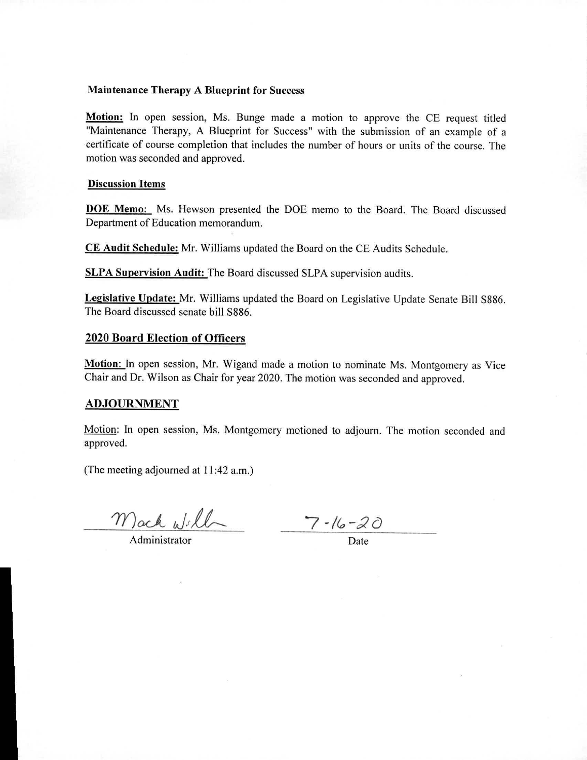**Maintenance Therapy A Blueprint for Success**

**Motion:** In open session, Ms. Bunge made a motion to approve the CE request titled "Maintenance Therapy, A Blueprint for Success" with the submission of an example of a certificate of course completion that includes the number of hours or units of the course. The motion was seconded and approved.

**Discussion Items**

**DOE Memo:** Ms. Hewson presented the DOE memo to the Board. The Board discussed Department of Education memorandum.

**CE Audit Schedule:** Mr. Williams updated the Board on the CE Audits Schedule.

**SLPA Supervision Audit:** The Board discussed SLPA supervision audits.

**Legislative Update:** Mr. Williams updated the Board on Legislative Update Senate Bill S886. The Board discussed senate bill S886.

## 2020 Board Election of Officers

**Motion:** In open session, Mr. Wigand made a motion to nominate Ms. Montgomery as Vice Chair and Dr. Wilson as Chair for year 2020. The motion was seconded and approved.

## ADJOURNMENT

Motion: In open session, Ms. Montgomery motioned to adjourn. The motion seconded and approved.

(The meeting adjourned at 11:42 a.m.)

Mack Will
Administrator

7-16-20
Date